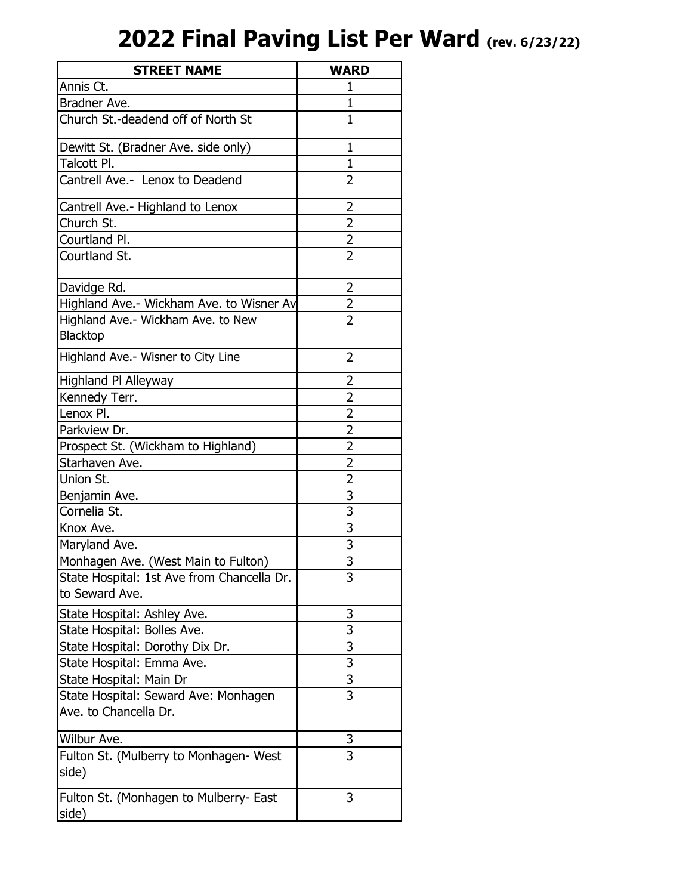# 2022 Final Paving List Per Ward (rev. 6/23/22)

| STREET NAME | WARD |
|---|---|
| Annis Ct. | 1 |
| Bradner Ave. | 1 |
| Church St.-deadend off of North St | 1 |
| Dewitt St. (Bradner Ave. side only) | 1 |
| Talcott Pl. | 1 |
| Cantrell Ave.- Lenox to Deadend | 2 |
| Cantrell Ave.- Highland to Lenox | 2 |
| Church St. | 2 |
| Courtland Pl. | 2 |
| Courtland St. | 2 |
| Davidge Rd. | 2 |
| Highland Ave.- Wickham Ave. to Wisner Av | 2 |
| Highland Ave.- Wickham Ave. to New Blacktop | 2 |
| Highland Ave.- Wisner to City Line | 2 |
| Highland Pl Alleyway | 2 |
| Kennedy Terr. | 2 |
| Lenox Pl. | 2 |
| Parkview Dr. | 2 |
| Prospect St. (Wickham to Highland) | 2 |
| Starhaven Ave. | 2 |
| Union St. | 2 |
| Benjamin Ave. | 3 |
| Cornelia St. | 3 |
| Knox Ave. | 3 |
| Maryland Ave. | 3 |
| Monhagen Ave. (West Main to Fulton) | 3 |
| State Hospital: 1st Ave from Chancella Dr. to Seward Ave. | 3 |
| State Hospital: Ashley Ave. | 3 |
| State Hospital: Bolles Ave. | 3 |
| State Hospital: Dorothy Dix Dr. | 3 |
| State Hospital: Emma Ave. | 3 |
| State Hospital: Main Dr | 3 |
| State Hospital: Seward Ave: Monhagen Ave. to Chancella Dr. | 3 |
| Wilbur Ave. | 3 |
| Fulton St. (Mulberry to Monhagen- West side) | 3 |
| Fulton St. (Monhagen to Mulberry- East side) | 3 |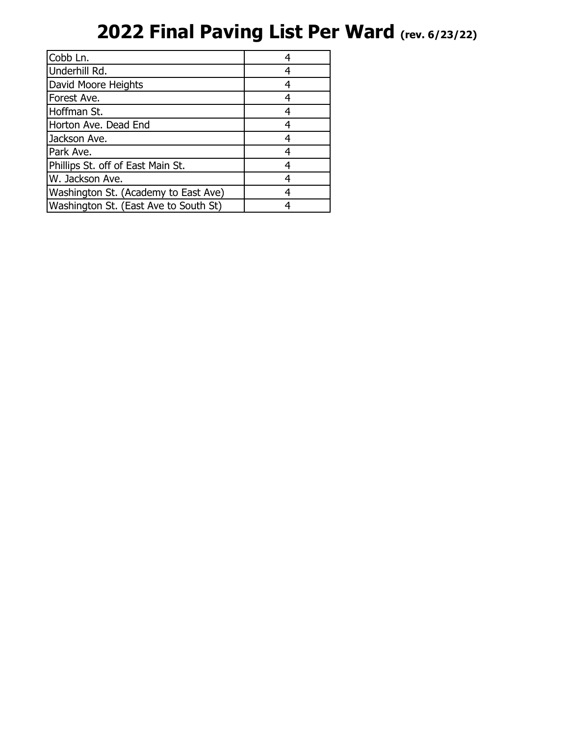# 2022 Final Paving List Per Ward (rev. 6/23/22)

| | |
|---|---|
| Cobb Ln. | 4 |
| Underhill Rd. | 4 |
| David Moore Heights | 4 |
| Forest Ave. | 4 |
| Hoffman St. | 4 |
| Horton Ave. Dead End | 4 |
| Jackson Ave. | 4 |
| Park Ave. | 4 |
| Phillips St. off of East Main St. | 4 |
| W. Jackson Ave. | 4 |
| Washington St. (Academy to East Ave) | 4 |
| Washington St. (East Ave to South St) | 4 |